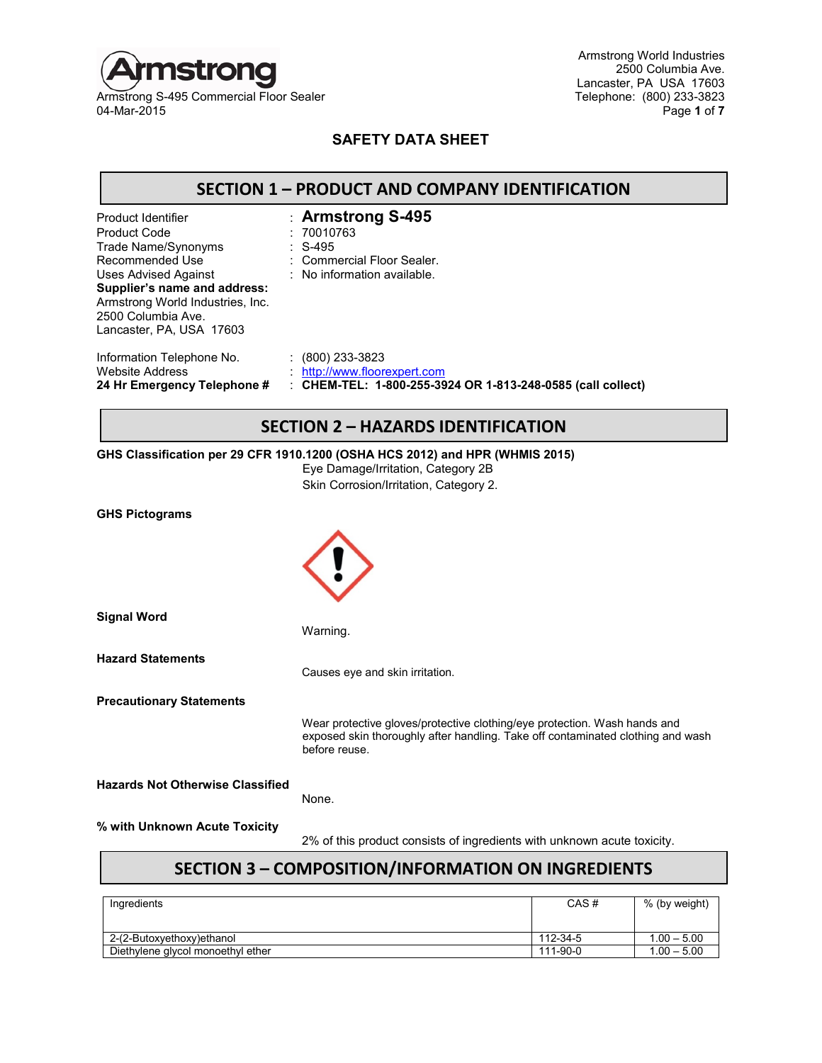Armstrong S-495 Commercial Floor Sealer
04-Mar-2015

Armstrong World Industries
2500 Columbia Ave.
Lancaster, PA USA 17603
Telephone: (800) 233-3823

# SAFETY DATA SHEET

## SECTION 1 – PRODUCT AND COMPANY IDENTIFICATION

Product Identifier : **Armstrong S-495**
Product Code : 70010763
Trade Name/Synonyms : S-495
Recommended Use : Commercial Floor Sealer.
Uses Advised Against : No information available.

**Supplier's name and address:**
Armstrong World Industries, Inc.
2500 Columbia Ave.
Lancaster, PA, USA 17603

Information Telephone No. : (800) 233-3823
Website Address : http://www.floorexpert.com
**24 Hr Emergency Telephone #** : **CHEM-TEL: 1-800-255-3924 OR 1-813-248-0585 (call collect)**

## SECTION 2 – HAZARDS IDENTIFICATION

**GHS Classification per 29 CFR 1910.1200 (OSHA HCS 2012) and HPR (WHMIS 2015)**

Eye Damage/Irritation, Category 2B
Skin Corrosion/Irritation, Category 2.

**GHS Pictograms**

**Signal Word**

Warning.

**Hazard Statements**

Causes eye and skin irritation.

**Precautionary Statements**

Wear protective gloves/protective clothing/eye protection. Wash hands and exposed skin thoroughly after handling. Take off contaminated clothing and wash before reuse.

**Hazards Not Otherwise Classified**

None.

**% with Unknown Acute Toxicity**

2% of this product consists of ingredients with unknown acute toxicity.

## SECTION 3 – COMPOSITION/INFORMATION ON INGREDIENTS

| Ingredients | CAS # | % (by weight) |
|---|---|---|
| 2-(2-Butoxyethoxy)ethanol | 112-34-5 | 1.00 – 5.00 |
| Diethylene glycol monoethyl ether | 111-90-0 | 1.00 – 5.00 |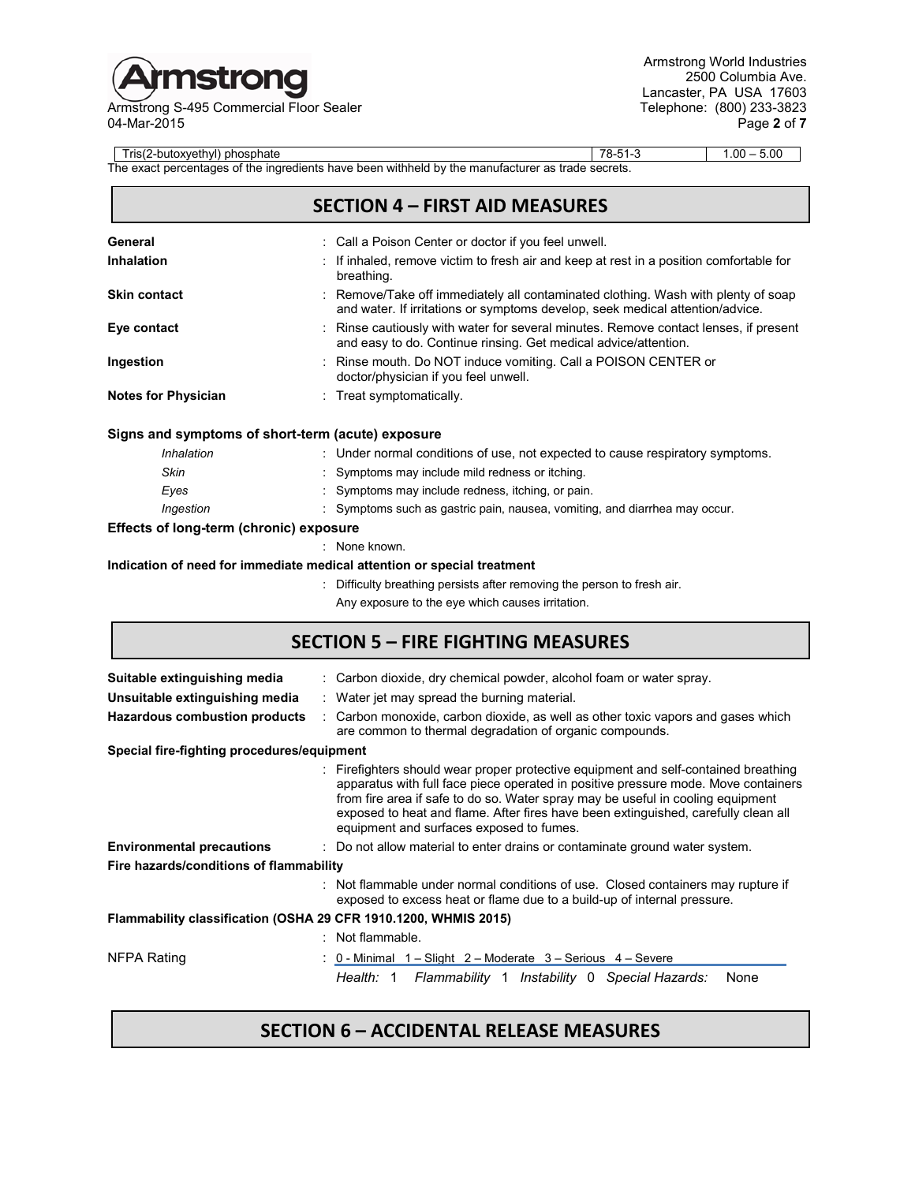| | | |
|---|---|---|
| Tris(2-butoxyethyl) phosphate | 78-51-3 | 1.00 – 5.00 |

The exact percentages of the ingredients have been withheld by the manufacturer as trade secrets.

## SECTION 4 – FIRST AID MEASURES

**General** : Call a Poison Center or doctor if you feel unwell.

**Inhalation** : If inhaled, remove victim to fresh air and keep at rest in a position comfortable for breathing.

**Skin contact** : Remove/Take off immediately all contaminated clothing. Wash with plenty of soap and water. If irritations or symptoms develop, seek medical attention/advice.

**Eye contact** : Rinse cautiously with water for several minutes. Remove contact lenses, if present and easy to do. Continue rinsing. Get medical advice/attention.

**Ingestion** : Rinse mouth. Do NOT induce vomiting. Call a POISON CENTER or doctor/physician if you feel unwell.

**Notes for Physician** : Treat symptomatically.

**Signs and symptoms of short-term (acute) exposure**

*Inhalation* : Under normal conditions of use, not expected to cause respiratory symptoms.

*Skin* : Symptoms may include mild redness or itching.

*Eyes* : Symptoms may include redness, itching, or pain.

*Ingestion* : Symptoms such as gastric pain, nausea, vomiting, and diarrhea may occur.

**Effects of long-term (chronic) exposure**

: None known.

**Indication of need for immediate medical attention or special treatment**

: Difficulty breathing persists after removing the person to fresh air.
Any exposure to the eye which causes irritation.

## SECTION 5 – FIRE FIGHTING MEASURES

**Suitable extinguishing media** : Carbon dioxide, dry chemical powder, alcohol foam or water spray.

**Unsuitable extinguishing media** : Water jet may spread the burning material.

**Hazardous combustion products** : Carbon monoxide, carbon dioxide, as well as other toxic vapors and gases which are common to thermal degradation of organic compounds.

**Special fire-fighting procedures/equipment**

: Firefighters should wear proper protective equipment and self-contained breathing apparatus with full face piece operated in positive pressure mode. Move containers from fire area if safe to do so. Water spray may be useful in cooling equipment exposed to heat and flame. After fires have been extinguished, carefully clean all equipment and surfaces exposed to fumes.

**Environmental precautions** : Do not allow material to enter drains or contaminate ground water system.

**Fire hazards/conditions of flammability**

: Not flammable under normal conditions of use. Closed containers may rupture if exposed to excess heat or flame due to a build-up of internal pressure.

**Flammability classification (OSHA 29 CFR 1910.1200, WHMIS 2015)**

: Not flammable.

NFPA Rating : 0 - Minimal 1 – Slight 2 – Moderate 3 – Serious 4 – Severe

*Health:* 1 *Flammability* 1 *Instability* 0 *Special Hazards:* None

## SECTION 6 – ACCIDENTAL RELEASE MEASURES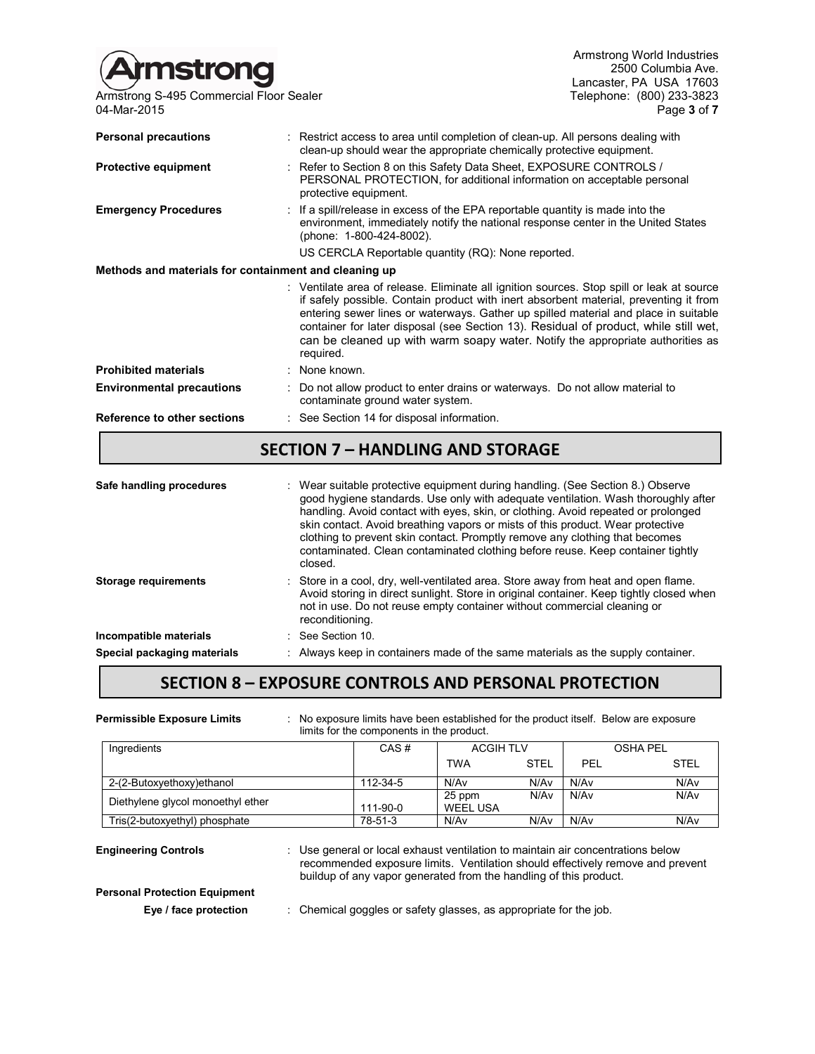**Personal precautions** : Restrict access to area until completion of clean-up. All persons dealing with clean-up should wear the appropriate chemically protective equipment.

**Protective equipment** : Refer to Section 8 on this Safety Data Sheet, EXPOSURE CONTROLS / PERSONAL PROTECTION, for additional information on acceptable personal protective equipment.

**Emergency Procedures** : If a spill/release in excess of the EPA reportable quantity is made into the environment, immediately notify the national response center in the United States (phone: 1-800-424-8002).

US CERCLA Reportable quantity (RQ): None reported.

**Methods and materials for containment and cleaning up**

: Ventilate area of release. Eliminate all ignition sources. Stop spill or leak at source if safely possible. Contain product with inert absorbent material, preventing it from entering sewer lines or waterways. Gather up spilled material and place in suitable container for later disposal (see Section 13). Residual of product, while still wet, can be cleaned up with warm soapy water. Notify the appropriate authorities as required.

**Prohibited materials** : None known.

**Environmental precautions** : Do not allow product to enter drains or waterways. Do not allow material to contaminate ground water system.

**Reference to other sections** : See Section 14 for disposal information.

## SECTION 7 – HANDLING AND STORAGE

**Safe handling procedures** : Wear suitable protective equipment during handling. (See Section 8.) Observe good hygiene standards. Use only with adequate ventilation. Wash thoroughly after handling. Avoid contact with eyes, skin, or clothing. Avoid repeated or prolonged skin contact. Avoid breathing vapors or mists of this product. Wear protective clothing to prevent skin contact. Promptly remove any clothing that becomes contaminated. Clean contaminated clothing before reuse. Keep container tightly closed.

**Storage requirements** : Store in a cool, dry, well-ventilated area. Store away from heat and open flame. Avoid storing in direct sunlight. Store in original container. Keep tightly closed when not in use. Do not reuse empty container without commercial cleaning or reconditioning.

**Incompatible materials** : See Section 10.

**Special packaging materials** : Always keep in containers made of the same materials as the supply container.

## SECTION 8 – EXPOSURE CONTROLS AND PERSONAL PROTECTION

**Permissible Exposure Limits** : No exposure limits have been established for the product itself. Below are exposure limits for the components in the product.

| Ingredients | CAS # | ACGIH TLV | | OSHA PEL | |
|---|---|---|---|---|---|
| | | TWA | STEL | PEL | STEL |
| 2-(2-Butoxyethoxy)ethanol | 112-34-5 | N/Av | N/Av | N/Av | N/Av |
| Diethylene glycol monoethyl ether | 111-90-0 | 25 ppm WEEL USA | N/Av | N/Av | N/Av |
| Tris(2-butoxyethyl) phosphate | 78-51-3 | N/Av | N/Av | N/Av | N/Av |

**Engineering Controls** : Use general or local exhaust ventilation to maintain air concentrations below recommended exposure limits. Ventilation should effectively remove and prevent buildup of any vapor generated from the handling of this product.

**Personal Protection Equipment**

**Eye / face protection** : Chemical goggles or safety glasses, as appropriate for the job.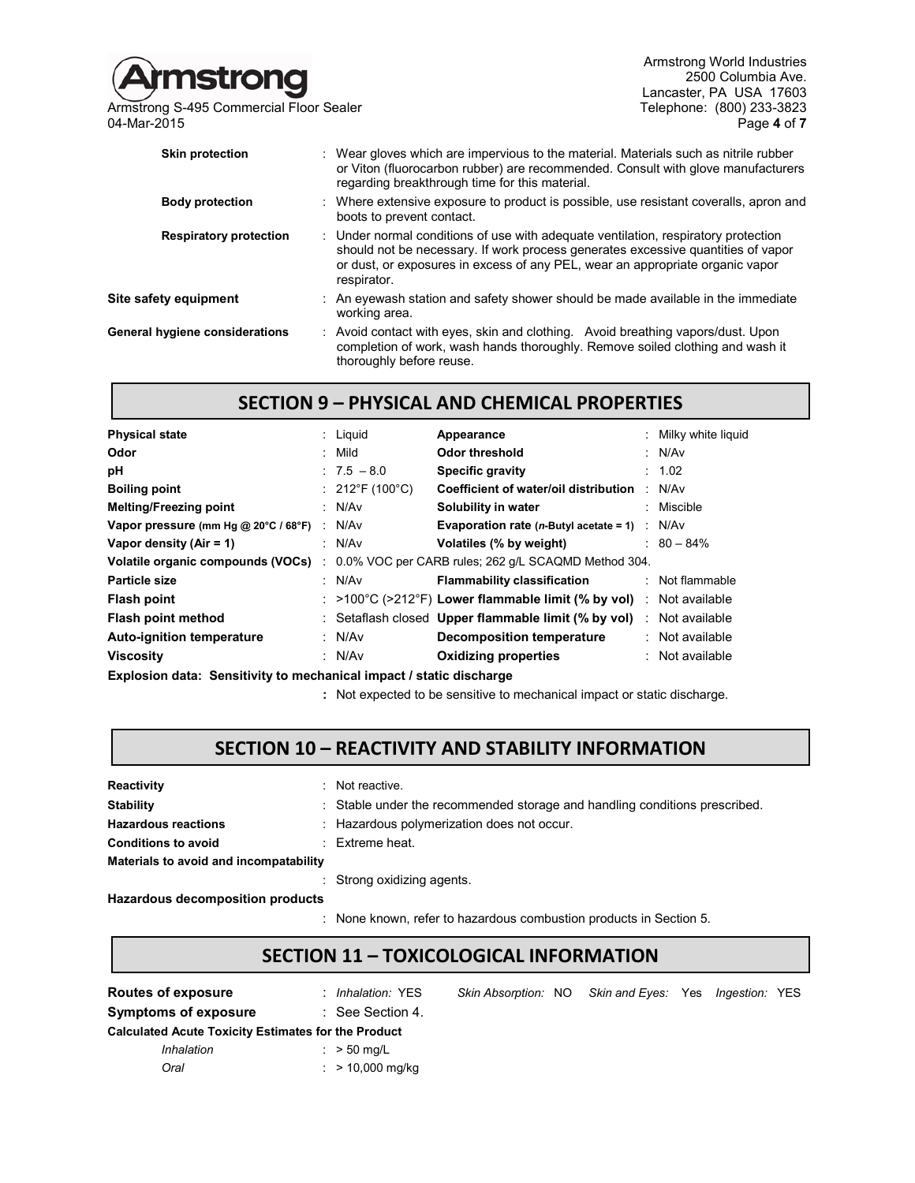| | |
|---|---|
| **Skin protection** | : Wear gloves which are impervious to the material. Materials such as nitrile rubber or Viton (fluorocarbon rubber) are recommended. Consult with glove manufacturers regarding breakthrough time for this material. |
| **Body protection** | : Where extensive exposure to product is possible, use resistant coveralls, apron and boots to prevent contact. |
| **Respiratory protection** | : Under normal conditions of use with adequate ventilation, respiratory protection should not be necessary. If work process generates excessive quantities of vapor or dust, or exposures in excess of any PEL, wear an appropriate organic vapor respirator. |
| **Site safety equipment** | : An eyewash station and safety shower should be made available in the immediate working area. |
| **General hygiene considerations** | : Avoid contact with eyes, skin and clothing. Avoid breathing vapors/dust. Upon completion of work, wash hands thoroughly. Remove soiled clothing and wash it thoroughly before reuse. |

## SECTION 9 – PHYSICAL AND CHEMICAL PROPERTIES

| | | | |
|---|---|---|---|
| **Physical state** | : Liquid | **Appearance** | : Milky white liquid |
| **Odor** | : Mild | **Odor threshold** | : N/Av |
| **pH** | : 7.5 – 8.0 | **Specific gravity** | : 1.02 |
| **Boiling point** | : 212°F (100°C) | **Coefficient of water/oil distribution** | : N/Av |
| **Melting/Freezing point** | : N/Av | **Solubility in water** | : Miscible |
| **Vapor pressure** (mm Hg @ 20°C / 68°F) | : N/Av | **Evaporation rate** (*n*-Butyl acetate = 1) | : N/Av |
| **Vapor density (Air = 1)** | : N/Av | **Volatiles (% by weight)** | : 80 – 84% |
| **Volatile organic compounds (VOCs)** | : 0.0% VOC per CARB rules; 262 g/L SCAQMD Method 304. | | |
| **Particle size** | : N/Av | **Flammability classification** | : Not flammable |
| **Flash point** | : >100°C (>212°F) | **Lower flammable limit (% by vol)** | : Not available |
| **Flash point method** | : Setaflash closed | **Upper flammable limit (% by vol)** | : Not available |
| **Auto-ignition temperature** | : N/Av | **Decomposition temperature** | : Not available |
| **Viscosity** | : N/Av | **Oxidizing properties** | : Not available |

**Explosion data: Sensitivity to mechanical impact / static discharge**

: Not expected to be sensitive to mechanical impact or static discharge.

## SECTION 10 – REACTIVITY AND STABILITY INFORMATION

| | |
|---|---|
| **Reactivity** | : Not reactive. |
| **Stability** | : Stable under the recommended storage and handling conditions prescribed. |
| **Hazardous reactions** | : Hazardous polymerization does not occur. |
| **Conditions to avoid** | : Extreme heat. |
| **Materials to avoid and incompatability** | : Strong oxidizing agents. |
| **Hazardous decomposition products** | : None known, refer to hazardous combustion products in Section 5. |

## SECTION 11 – TOXICOLOGICAL INFORMATION

**Routes of exposure** : *Inhalation:* YES *Skin Absorption:* NO *Skin and Eyes:* Yes *Ingestion:* YES

**Symptoms of exposure** : See Section 4.

**Calculated Acute Toxicity Estimates for the Product**

| | |
|---|---|
| *Inhalation* | : > 50 mg/L |
| *Oral* | : > 10,000 mg/kg |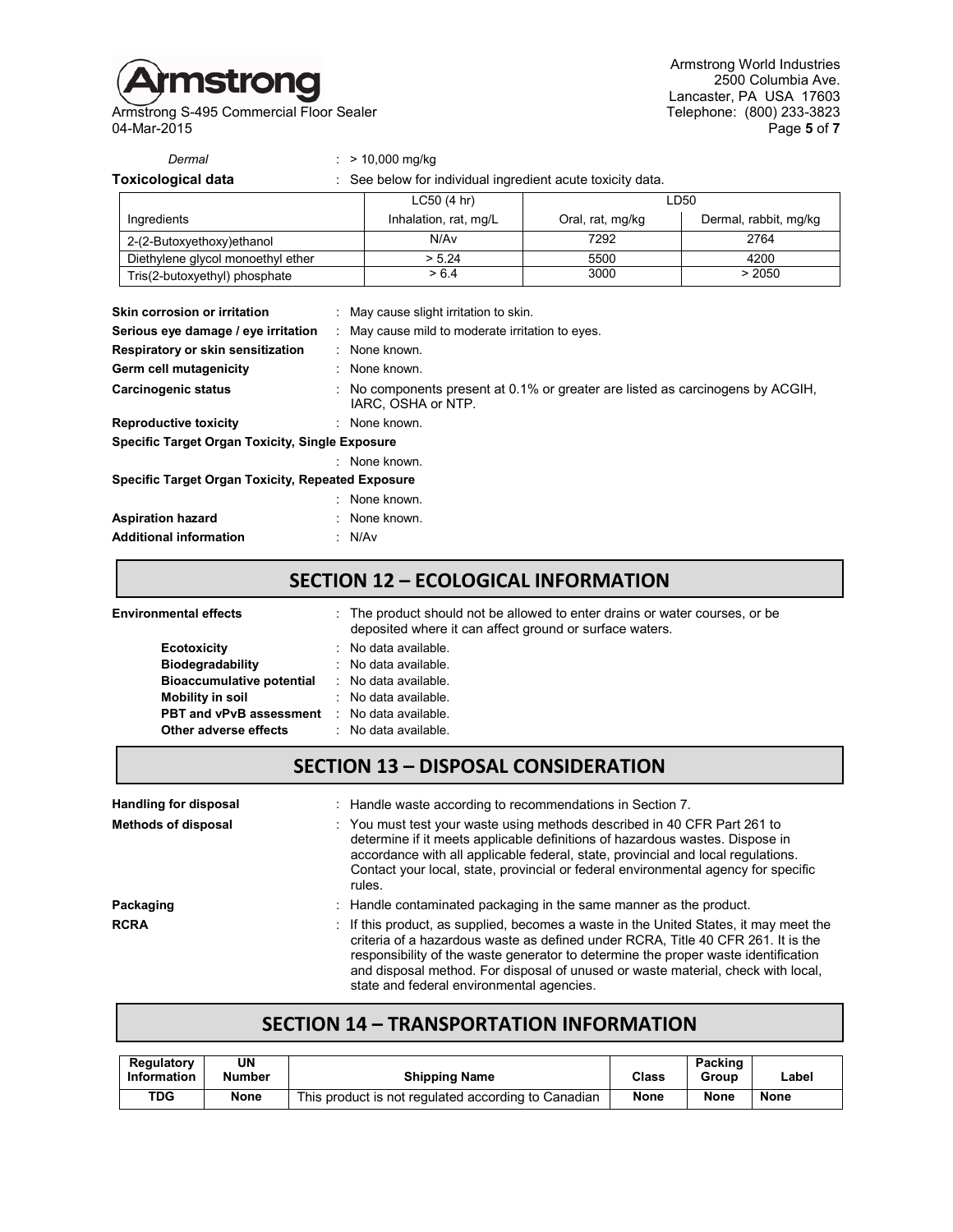*Dermal* : > 10,000 mg/kg

**Toxicological data** : See below for individual ingredient acute toxicity data.

| Ingredients | LC50 (4 hr) Inhalation, rat, mg/L | LD50 Oral, rat, mg/kg | LD50 Dermal, rabbit, mg/kg |
|---|---|---|---|
| 2-(2-Butoxyethoxy)ethanol | N/Av | 7292 | 2764 |
| Diethylene glycol monoethyl ether | > 5.24 | 5500 | 4200 |
| Tris(2-butoxyethyl) phosphate | > 6.4 | 3000 | > 2050 |

**Skin corrosion or irritation** : May cause slight irritation to skin.

**Serious eye damage / eye irritation** : May cause mild to moderate irritation to eyes.

**Respiratory or skin sensitization** : None known.

**Germ cell mutagenicity** : None known.

**Carcinogenic status** : No components present at 0.1% or greater are listed as carcinogens by ACGIH, IARC, OSHA or NTP.

**Reproductive toxicity** : None known.

**Specific Target Organ Toxicity, Single Exposure**

: None known.

**Specific Target Organ Toxicity, Repeated Exposure**

: None known.

**Aspiration hazard** : None known.

**Additional information** : N/Av

## SECTION 12 – ECOLOGICAL INFORMATION

**Environmental effects** : The product should not be allowed to enter drains or water courses, or be deposited where it can affect ground or surface waters.

- **Ecotoxicity** : No data available.
- **Biodegradability** : No data available.
- **Bioaccumulative potential** : No data available.
- **Mobility in soil** : No data available.
- **PBT and vPvB assessment** : No data available.
- **Other adverse effects** : No data available.

## SECTION 13 – DISPOSAL CONSIDERATION

**Handling for disposal** : Handle waste according to recommendations in Section 7.

**Methods of disposal** : You must test your waste using methods described in 40 CFR Part 261 to determine if it meets applicable definitions of hazardous wastes. Dispose in accordance with all applicable federal, state, provincial and local regulations. Contact your local, state, provincial or federal environmental agency for specific rules.

**Packaging** : Handle contaminated packaging in the same manner as the product.

**RCRA** : If this product, as supplied, becomes a waste in the United States, it may meet the criteria of a hazardous waste as defined under RCRA, Title 40 CFR 261. It is the responsibility of the waste generator to determine the proper waste identification and disposal method. For disposal of unused or waste material, check with local, state and federal environmental agencies.

## SECTION 14 – TRANSPORTATION INFORMATION

| Regulatory Information | UN Number | Shipping Name | Class | Packing Group | Label |
|---|---|---|---|---|---|
| TDG | None | This product is not regulated according to Canadian | None | None | None |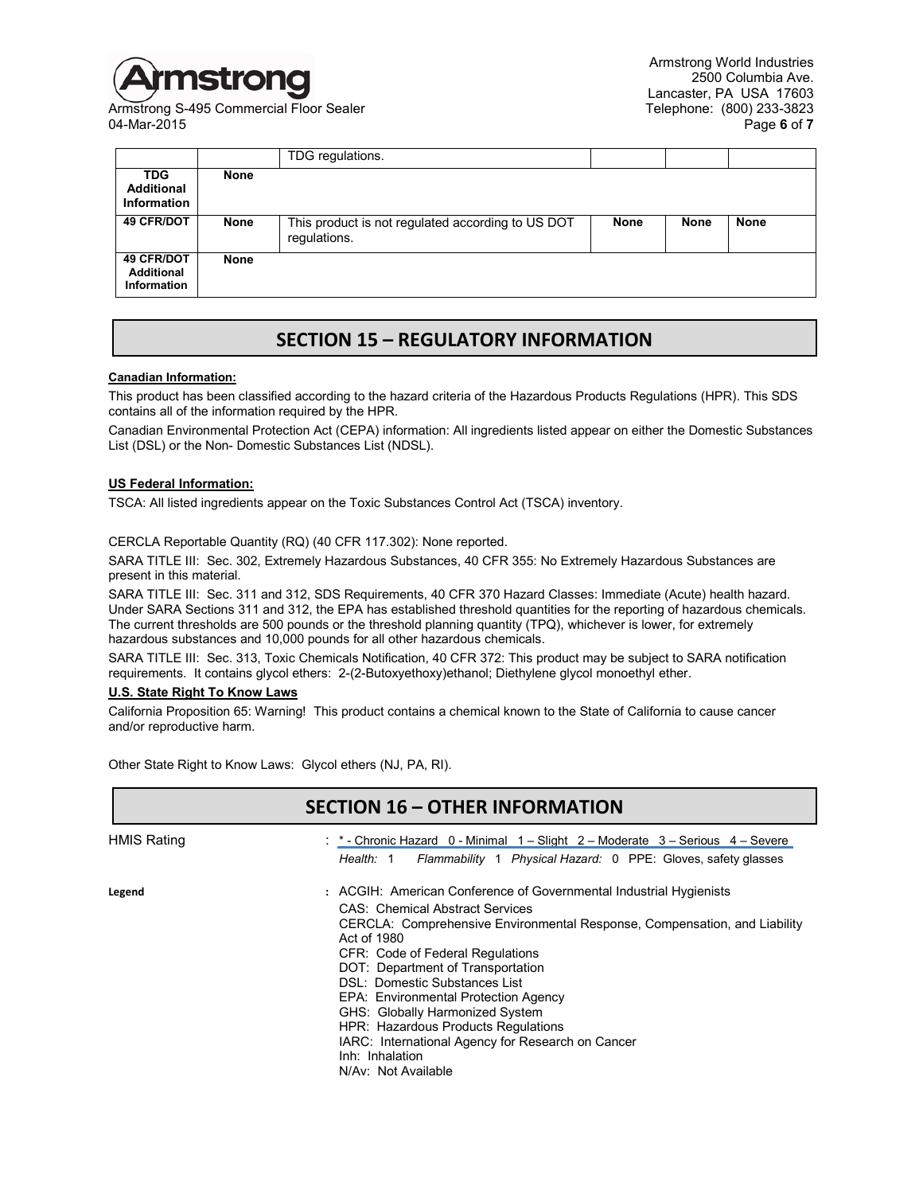| | | | | | |
|---|---|---|---|---|---|
| | | TDG regulations. | | | |
| **TDG Additional Information** | **None** | | | | |
| **49 CFR/DOT** | **None** | This product is not regulated according to US DOT regulations. | **None** | **None** | **None** |
| **49 CFR/DOT Additional Information** | **None** | | | | |

## SECTION 15 – REGULATORY INFORMATION

**Canadian Information:**

This product has been classified according to the hazard criteria of the Hazardous Products Regulations (HPR). This SDS contains all of the information required by the HPR.

Canadian Environmental Protection Act (CEPA) information: All ingredients listed appear on either the Domestic Substances List (DSL) or the Non- Domestic Substances List (NDSL).

**US Federal Information:**

TSCA: All listed ingredients appear on the Toxic Substances Control Act (TSCA) inventory.

CERCLA Reportable Quantity (RQ) (40 CFR 117.302): None reported.

SARA TITLE III: Sec. 302, Extremely Hazardous Substances, 40 CFR 355: No Extremely Hazardous Substances are present in this material.

SARA TITLE III: Sec. 311 and 312, SDS Requirements, 40 CFR 370 Hazard Classes: Immediate (Acute) health hazard. Under SARA Sections 311 and 312, the EPA has established threshold quantities for the reporting of hazardous chemicals. The current thresholds are 500 pounds or the threshold planning quantity (TPQ), whichever is lower, for extremely hazardous substances and 10,000 pounds for all other hazardous chemicals.

SARA TITLE III: Sec. 313, Toxic Chemicals Notification, 40 CFR 372: This product may be subject to SARA notification requirements. It contains glycol ethers: 2-(2-Butoxyethoxy)ethanol; Diethylene glycol monoethyl ether.

**U.S. State Right To Know Laws**

California Proposition 65: Warning! This product contains a chemical known to the State of California to cause cancer and/or reproductive harm.

Other State Right to Know Laws: Glycol ethers (NJ, PA, RI).

## SECTION 16 – OTHER INFORMATION

HMIS Rating : * - Chronic Hazard 0 - Minimal 1 – Slight 2 – Moderate 3 – Serious 4 – Severe

*Health:* 1 *Flammability* 1 *Physical Hazard:* 0 PPE: Gloves, safety glasses

**Legend** :

- ACGIH: American Conference of Governmental Industrial Hygienists
- CAS: Chemical Abstract Services
- CERCLA: Comprehensive Environmental Response, Compensation, and Liability Act of 1980
- CFR: Code of Federal Regulations
- DOT: Department of Transportation
- DSL: Domestic Substances List
- EPA: Environmental Protection Agency
- GHS: Globally Harmonized System
- HPR: Hazardous Products Regulations
- IARC: International Agency for Research on Cancer
- Inh: Inhalation
- N/Av: Not Available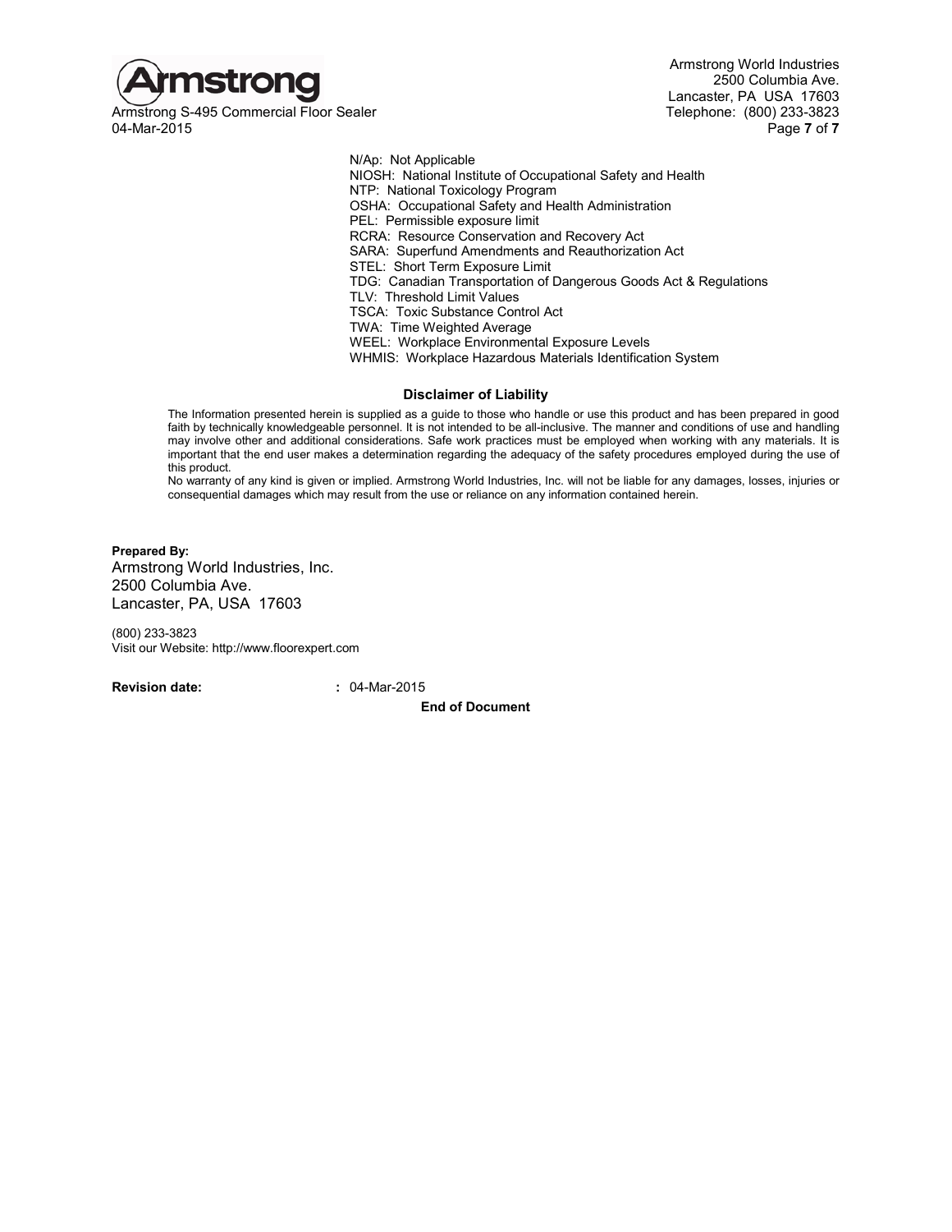N/Ap: Not Applicable
NIOSH: National Institute of Occupational Safety and Health
NTP: National Toxicology Program
OSHA: Occupational Safety and Health Administration
PEL: Permissible exposure limit
RCRA: Resource Conservation and Recovery Act
SARA: Superfund Amendments and Reauthorization Act
STEL: Short Term Exposure Limit
TDG: Canadian Transportation of Dangerous Goods Act & Regulations
TLV: Threshold Limit Values
TSCA: Toxic Substance Control Act
TWA: Time Weighted Average
WEEL: Workplace Environmental Exposure Levels
WHMIS: Workplace Hazardous Materials Identification System

**Disclaimer of Liability**

The Information presented herein is supplied as a guide to those who handle or use this product and has been prepared in good faith by technically knowledgeable personnel. It is not intended to be all-inclusive. The manner and conditions of use and handling may involve other and additional considerations. Safe work practices must be employed when working with any materials. It is important that the end user makes a determination regarding the adequacy of the safety procedures employed during the use of this product.
No warranty of any kind is given or implied. Armstrong World Industries, Inc. will not be liable for any damages, losses, injuries or consequential damages which may result from the use or reliance on any information contained herein.

**Prepared By:**
Armstrong World Industries, Inc.
2500 Columbia Ave.
Lancaster, PA, USA 17603

(800) 233-3823
Visit our Website: http://www.floorexpert.com

**Revision date:** : 04-Mar-2015

**End of Document**